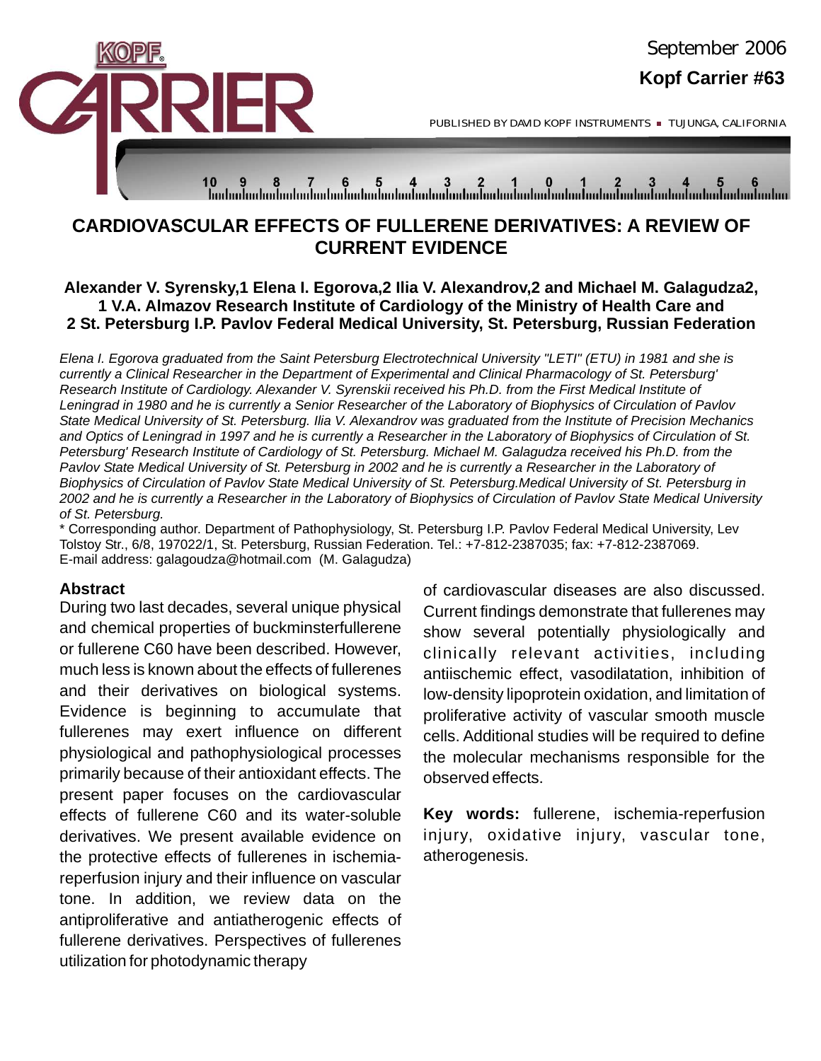# CARDIOVASCULAR EFFECTS OF FULLERENE DERIVATIVES: A REVIEW OF CURRENT EVIDENCE

**Alexander V. Syrensky,1 Elena I. Egorova,2 Ilia V. Alexandrov,2 and Michael M. Galagudza2,**
**1 V.A. Almazov Research Institute of Cardiology of the Ministry of Health Care and**
**2 St. Petersburg I.P. Pavlov Federal Medical University, St. Petersburg, Russian Federation**

*Elena I. Egorova graduated from the Saint Petersburg Electrotechnical University "LETI" (ETU) in 1981 and she is currently a Clinical Researcher in the Department of Experimental and Clinical Pharmacology of St. Petersburg' Research Institute of Cardiology. Alexander V. Syrenskii received his Ph.D. from the First Medical Institute of Leningrad in 1980 and he is currently a Senior Researcher of the Laboratory of Biophysics of Circulation of Pavlov State Medical University of St. Petersburg. Ilia V. Alexandrov was graduated from the Institute of Precision Mechanics and Optics of Leningrad in 1997 and he is currently a Researcher in the Laboratory of Biophysics of Circulation of St. Petersburg' Research Institute of Cardiology of St. Petersburg. Michael M. Galagudza received his Ph.D. from the Pavlov State Medical University of St. Petersburg in 2002 and he is currently a Researcher in the Laboratory of Biophysics of Circulation of Pavlov State Medical University of St. Petersburg.Medical University of St. Petersburg in 2002 and he is currently a Researcher in the Laboratory of Biophysics of Circulation of Pavlov State Medical University of St. Petersburg.*

* Corresponding author. Department of Pathophysiology, St. Petersburg I.P. Pavlov Federal Medical University, Lev Tolstoy Str., 6/8, 197022/1, St. Petersburg, Russian Federation. Tel.: +7-812-2387035; fax: +7-812-2387069. E-mail address: galagoudza@hotmail.com (M. Galagudza)

## Abstract

During two last decades, several unique physical and chemical properties of buckminsterfullerene or fullerene C60 have been described. However, much less is known about the effects of fullerenes and their derivatives on biological systems. Evidence is beginning to accumulate that fullerenes may exert influence on different physiological and pathophysiological processes primarily because of their antioxidant effects. The present paper focuses on the cardiovascular effects of fullerene C60 and its water-soluble derivatives. We present available evidence on the protective effects of fullerenes in ischemia-reperfusion injury and their influence on vascular tone. In addition, we review data on the antiproliferative and antiatherogenic effects of fullerene derivatives. Perspectives of fullerenes utilization for photodynamic therapy of cardiovascular diseases are also discussed. Current findings demonstrate that fullerenes may show several potentially physiologically and clinically relevant activities, including antiischemic effect, vasodilatation, inhibition of low-density lipoprotein oxidation, and limitation of proliferative activity of vascular smooth muscle cells. Additional studies will be required to define the molecular mechanisms responsible for the observed effects.

**Key words:** fullerene, ischemia-reperfusion injury, oxidative injury, vascular tone, atherogenesis.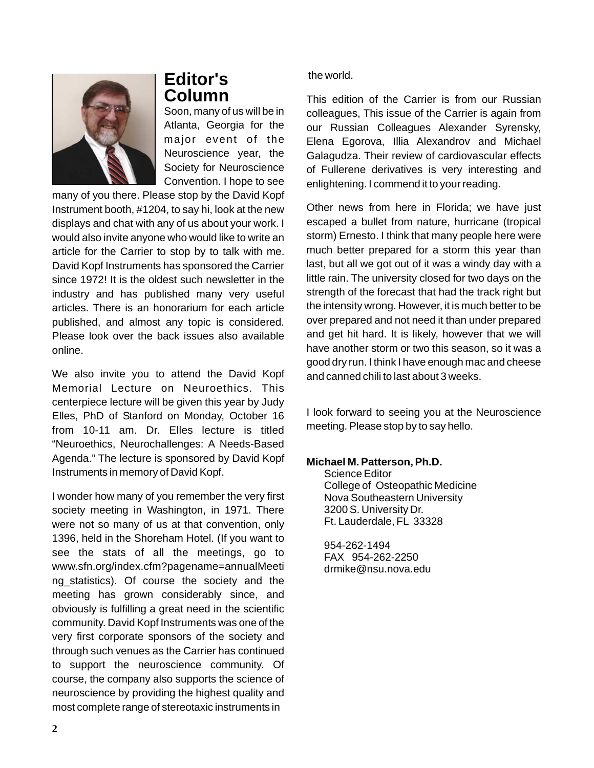# Editor's Column

Soon, many of us will be in Atlanta, Georgia for the major event of the Neuroscience year, the Society for Neuroscience Convention. I hope to see many of you there. Please stop by the David Kopf Instrument booth, #1204, to say hi, look at the new displays and chat with any of us about your work. I would also invite anyone who would like to write an article for the Carrier to stop by to talk with me. David Kopf Instruments has sponsored the Carrier since 1972! It is the oldest such newsletter in the industry and has published many very useful articles. There is an honorarium for each article published, and almost any topic is considered. Please look over the back issues also available online.

We also invite you to attend the David Kopf Memorial Lecture on Neuroethics. This centerpiece lecture will be given this year by Judy Elles, PhD of Stanford on Monday, October 16 from 10-11 am. Dr. Elles lecture is titled "Neuroethics, Neurochallenges: A Needs-Based Agenda." The lecture is sponsored by David Kopf Instruments in memory of David Kopf.

I wonder how many of you remember the very first society meeting in Washington, in 1971. There were not so many of us at that convention, only 1396, held in the Shoreham Hotel. (If you want to see the stats of all the meetings, go to www.sfn.org/index.cfm?pagename=annualMeeting_statistics). Of course the society and the meeting has grown considerably since, and obviously is fulfilling a great need in the scientific community. David Kopf Instruments was one of the very first corporate sponsors of the society and through such venues as the Carrier has continued to support the neuroscience community. Of course, the company also supports the science of neuroscience by providing the highest quality and most complete range of stereotaxic instruments in the world.

This edition of the Carrier is from our Russian colleagues, This issue of the Carrier is again from our Russian Colleagues Alexander Syrensky, Elena Egorova, Illia Alexandrov and Michael Galagudza. Their review of cardiovascular effects of Fullerene derivatives is very interesting and enlightening. I commend it to your reading.

Other news from here in Florida; we have just escaped a bullet from nature, hurricane (tropical storm) Ernesto. I think that many people here were much better prepared for a storm this year than last, but all we got out of it was a windy day with a little rain. The university closed for two days on the strength of the forecast that had the track right but the intensity wrong. However, it is much better to be over prepared and not need it than under prepared and get hit hard. It is likely, however that we will have another storm or two this season, so it was a good dry run. I think I have enough mac and cheese and canned chili to last about 3 weeks.

I look forward to seeing you at the Neuroscience meeting. Please stop by to say hello.

**Michael M. Patterson, Ph.D.**
Science Editor
College of Osteopathic Medicine
Nova Southeastern University
3200 S. University Dr.
Ft. Lauderdale, FL 33328

954-262-1494
FAX 954-262-2250
drmike@nsu.nova.edu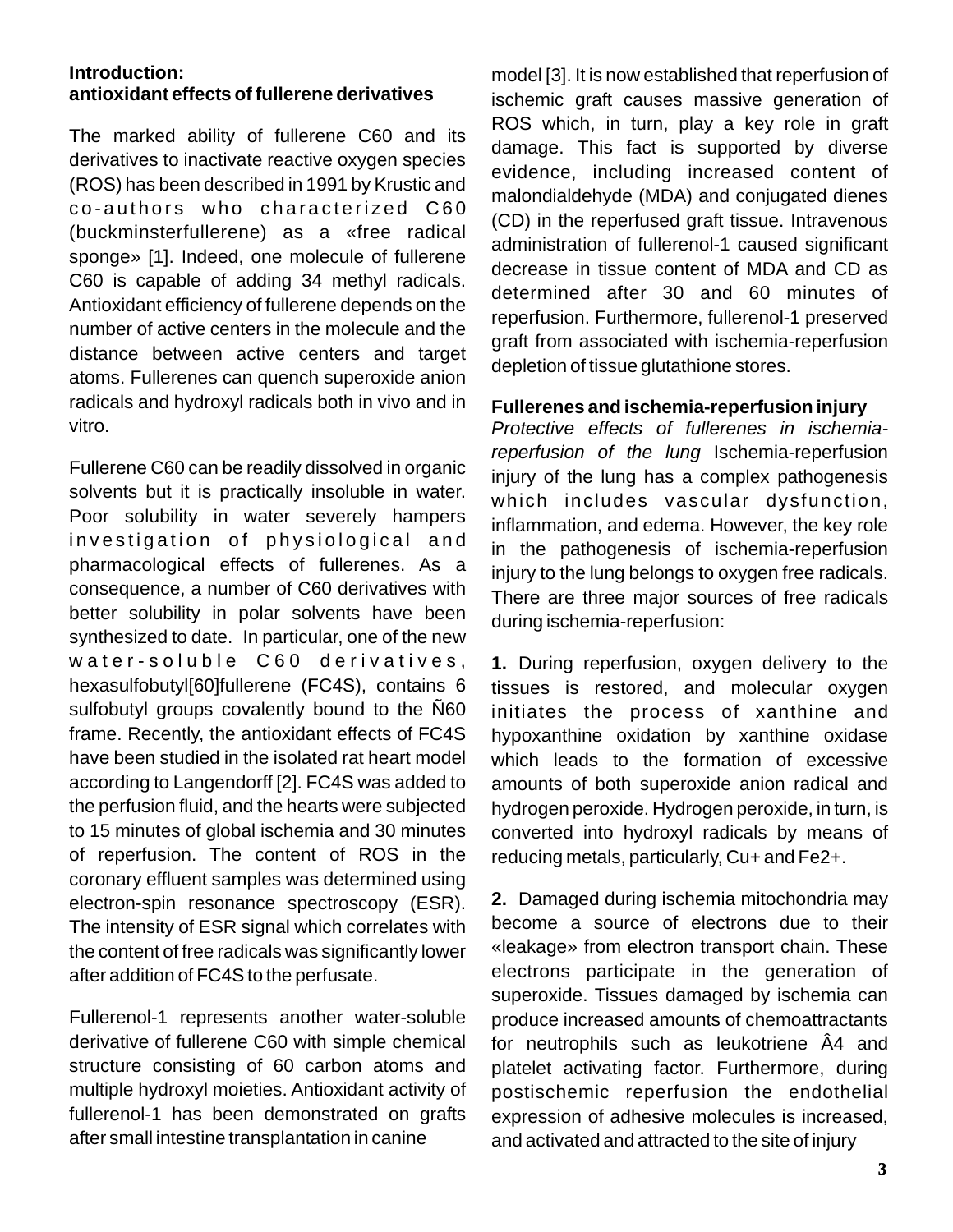## Introduction: antioxidant effects of fullerene derivatives

The marked ability of fullerene C60 and its derivatives to inactivate reactive oxygen species (ROS) has been described in 1991 by Krustic and co-authors who characterized C60 (buckminsterfullerene) as a «free radical sponge» [1]. Indeed, one molecule of fullerene C60 is capable of adding 34 methyl radicals. Antioxidant efficiency of fullerene depends on the number of active centers in the molecule and the distance between active centers and target atoms. Fullerenes can quench superoxide anion radicals and hydroxyl radicals both in vivo and in vitro.

Fullerene C60 can be readily dissolved in organic solvents but it is practically insoluble in water. Poor solubility in water severely hampers investigation of physiological and pharmacological effects of fullerenes. As a consequence, a number of C60 derivatives with better solubility in polar solvents have been synthesized to date. In particular, one of the new water-soluble C60 derivatives, hexasulfobutyl[60]fullerene (FC4S), contains 6 sulfobutyl groups covalently bound to the Ñ60 frame. Recently, the antioxidant effects of FC4S have been studied in the isolated rat heart model according to Langendorff [2]. FC4S was added to the perfusion fluid, and the hearts were subjected to 15 minutes of global ischemia and 30 minutes of reperfusion. The content of ROS in the coronary effluent samples was determined using electron-spin resonance spectroscopy (ESR). The intensity of ESR signal which correlates with the content of free radicals was significantly lower after addition of FC4S to the perfusate.

Fullerenol-1 represents another water-soluble derivative of fullerene C60 with simple chemical structure consisting of 60 carbon atoms and multiple hydroxyl moieties. Antioxidant activity of fullerenol-1 has been demonstrated on grafts after small intestine transplantation in canine model [3]. It is now established that reperfusion of ischemic graft causes massive generation of ROS which, in turn, play a key role in graft damage. This fact is supported by diverse evidence, including increased content of malondialdehyde (MDA) and conjugated dienes (CD) in the reperfused graft tissue. Intravenous administration of fullerenol-1 caused significant decrease in tissue content of MDA and CD as determined after 30 and 60 minutes of reperfusion. Furthermore, fullerenol-1 preserved graft from associated with ischemia-reperfusion depletion of tissue glutathione stores.

## Fullerenes and ischemia-reperfusion injury

*Protective effects of fullerenes in ischemia-reperfusion of the lung* Ischemia-reperfusion injury of the lung has a complex pathogenesis which includes vascular dysfunction, inflammation, and edema. However, the key role in the pathogenesis of ischemia-reperfusion injury to the lung belongs to oxygen free radicals. There are three major sources of free radicals during ischemia-reperfusion:

**1.** During reperfusion, oxygen delivery to the tissues is restored, and molecular oxygen initiates the process of xanthine and hypoxanthine oxidation by xanthine oxidase which leads to the formation of excessive amounts of both superoxide anion radical and hydrogen peroxide. Hydrogen peroxide, in turn, is converted into hydroxyl radicals by means of reducing metals, particularly, $Cu^{+}$ and $Fe^{2+}$.

**2.** Damaged during ischemia mitochondria may become a source of electrons due to their «leakage» from electron transport chain. These electrons participate in the generation of superoxide. Tissues damaged by ischemia can produce increased amounts of chemoattractants for neutrophils such as leukotriene Â4 and platelet activating factor. Furthermore, during postischemic reperfusion the endothelial expression of adhesive molecules is increased, and activated and attracted to the site of injury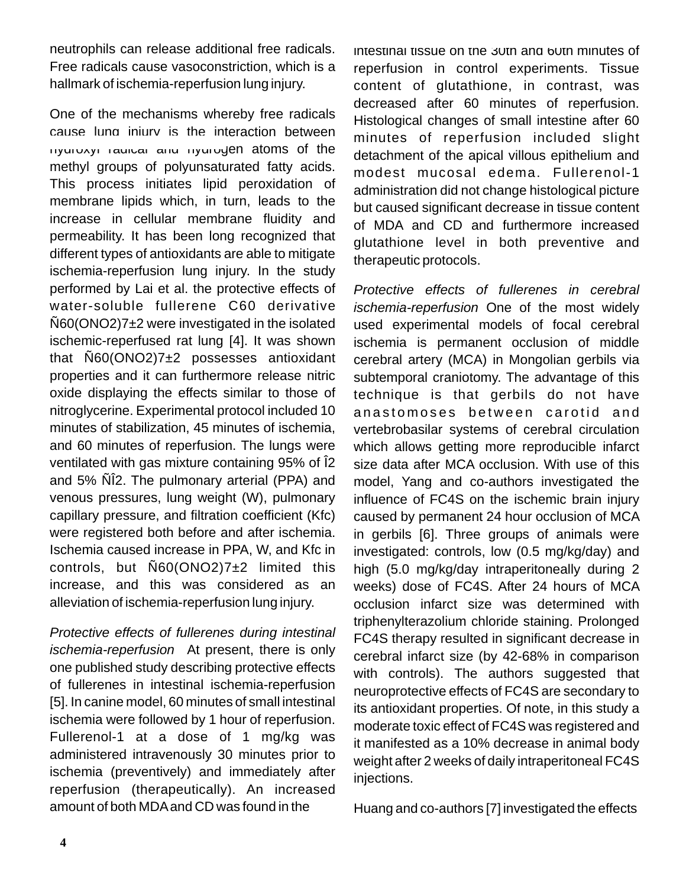neutrophils can release additional free radicals. Free radicals cause vasoconstriction, which is a hallmark of ischemia-reperfusion lung injury.

One of the mechanisms whereby free radicals cause lung injury is the interaction between hydroxyl radical and hydrogen atoms of the methyl groups of polyunsaturated fatty acids. This process initiates lipid peroxidation of membrane lipids which, in turn, leads to the increase in cellular membrane fluidity and permeability. It has been long recognized that different types of antioxidants are able to mitigate ischemia-reperfusion lung injury. In the study performed by Lai et al. the protective effects of water-soluble fullerene C60 derivative Ñ60(ONO2)7±2 were investigated in the isolated ischemic-reperfused rat lung [4]. It was shown that Ñ60(ONO2)7±2 possesses antioxidant properties and it can furthermore release nitric oxide displaying the effects similar to those of nitroglycerine. Experimental protocol included 10 minutes of stabilization, 45 minutes of ischemia, and 60 minutes of reperfusion. The lungs were ventilated with gas mixture containing 95% of Î2 and 5% ÑÎ2. The pulmonary arterial (PPA) and venous pressures, lung weight (W), pulmonary capillary pressure, and filtration coefficient (Kfc) were registered both before and after ischemia. Ischemia caused increase in PPA, W, and Kfc in controls, but Ñ60(ONO2)7±2 limited this increase, and this was considered as an alleviation of ischemia-reperfusion lung injury.

*Protective effects of fullerenes during intestinal ischemia-reperfusion* At present, there is only one published study describing protective effects of fullerenes in intestinal ischemia-reperfusion [5]. In canine model, 60 minutes of small intestinal ischemia were followed by 1 hour of reperfusion. Fullerenol-1 at a dose of 1 mg/kg was administered intravenously 30 minutes prior to ischemia (preventively) and immediately after reperfusion (therapeutically). An increased amount of both MDA and CD was found in the intestinal tissue on the 30th and 60th minutes of reperfusion in control experiments. Tissue content of glutathione, in contrast, was decreased after 60 minutes of reperfusion. Histological changes of small intestine after 60 minutes of reperfusion included slight detachment of the apical villous epithelium and modest mucosal edema. Fullerenol-1 administration did not change histological picture but caused significant decrease in tissue content of MDA and CD and furthermore increased glutathione level in both preventive and therapeutic protocols.

*Protective effects of fullerenes in cerebral ischemia-reperfusion* One of the most widely used experimental models of focal cerebral ischemia is permanent occlusion of middle cerebral artery (MCA) in Mongolian gerbils via subtemporal craniotomy. The advantage of this technique is that gerbils do not have anastomoses between carotid and vertebrobasilar systems of cerebral circulation which allows getting more reproducible infarct size data after MCA occlusion. With use of this model, Yang and co-authors investigated the influence of FC4S on the ischemic brain injury caused by permanent 24 hour occlusion of MCA in gerbils [6]. Three groups of animals were investigated: controls, low (0.5 mg/kg/day) and high (5.0 mg/kg/day intraperitoneally during 2 weeks) dose of FC4S. After 24 hours of MCA occlusion infarct size was determined with triphenylterazolium chloride staining. Prolonged FC4S therapy resulted in significant decrease in cerebral infarct size (by 42-68% in comparison with controls). The authors suggested that neuroprotective effects of FC4S are secondary to its antioxidant properties. Of note, in this study a moderate toxic effect of FC4S was registered and it manifested as a 10% decrease in animal body weight after 2 weeks of daily intraperitoneal FC4S injections.

Huang and co-authors [7] investigated the effects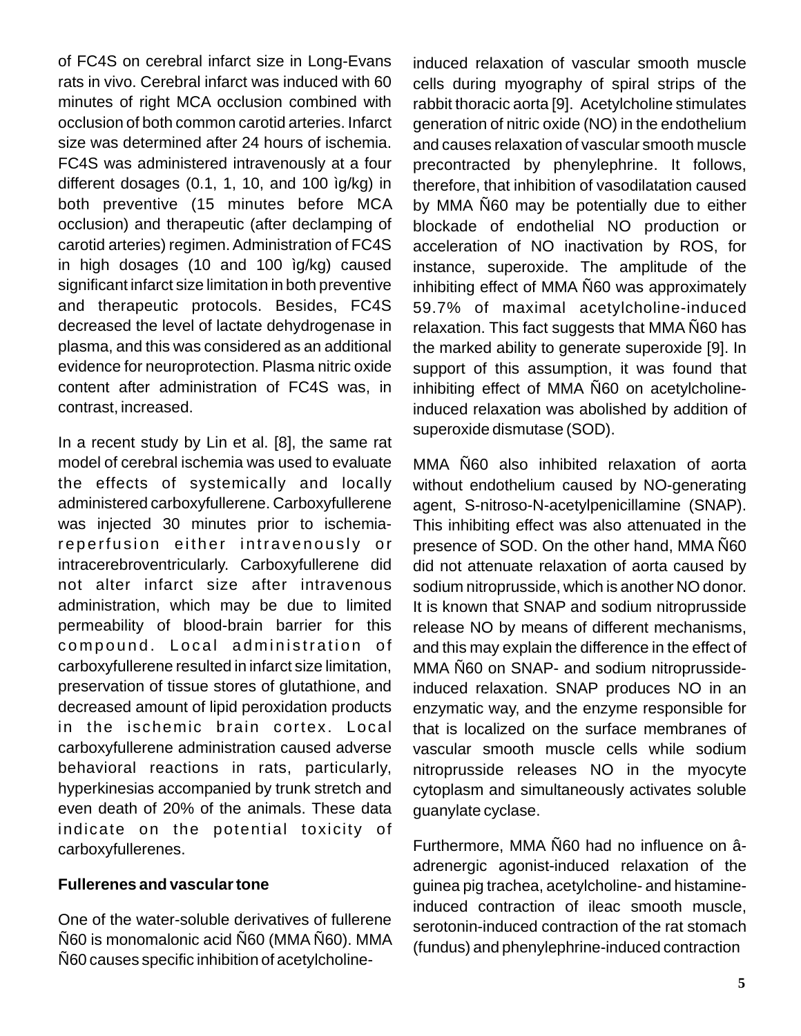of FC4S on cerebral infarct size in Long-Evans rats in vivo. Cerebral infarct was induced with 60 minutes of right MCA occlusion combined with occlusion of both common carotid arteries. Infarct size was determined after 24 hours of ischemia. FC4S was administered intravenously at a four different dosages (0.1, 1, 10, and 100 ìg/kg) in both preventive (15 minutes before MCA occlusion) and therapeutic (after declamping of carotid arteries) regimen. Administration of FC4S in high dosages (10 and 100 ìg/kg) caused significant infarct size limitation in both preventive and therapeutic protocols. Besides, FC4S decreased the level of lactate dehydrogenase in plasma, and this was considered as an additional evidence for neuroprotection. Plasma nitric oxide content after administration of FC4S was, in contrast, increased.

In a recent study by Lin et al. [8], the same rat model of cerebral ischemia was used to evaluate the effects of systemically and locally administered carboxyfullerene. Carboxyfullerene was injected 30 minutes prior to ischemia-reperfusion either intravenously or intracerebroventricularly. Carboxyfullerene did not alter infarct size after intravenous administration, which may be due to limited permeability of blood-brain barrier for this compound. Local administration of carboxyfullerene resulted in infarct size limitation, preservation of tissue stores of glutathione, and decreased amount of lipid peroxidation products in the ischemic brain cortex. Local carboxyfullerene administration caused adverse behavioral reactions in rats, particularly, hyperkinesias accompanied by trunk stretch and even death of 20% of the animals. These data indicate on the potential toxicity of carboxyfullerenes.

## Fullerenes and vascular tone

One of the water-soluble derivatives of fullerene Ñ60 is monomalonic acid Ñ60 (MMA Ñ60). MMA Ñ60 causes specific inhibition of acetylcholine-induced relaxation of vascular smooth muscle cells during myography of spiral strips of the rabbit thoracic aorta [9]. Acetylcholine stimulates generation of nitric oxide (NO) in the endothelium and causes relaxation of vascular smooth muscle precontracted by phenylephrine. It follows, therefore, that inhibition of vasodilatation caused by MMA Ñ60 may be potentially due to either blockade of endothelial NO production or acceleration of NO inactivation by ROS, for instance, superoxide. The amplitude of the inhibiting effect of MMA Ñ60 was approximately 59.7% of maximal acetylcholine-induced relaxation. This fact suggests that MMA Ñ60 has the marked ability to generate superoxide [9]. In support of this assumption, it was found that inhibiting effect of MMA Ñ60 on acetylcholine-induced relaxation was abolished by addition of superoxide dismutase (SOD).

MMA Ñ60 also inhibited relaxation of aorta without endothelium caused by NO-generating agent, S-nitroso-N-acetylpenicillamine (SNAP). This inhibiting effect was also attenuated in the presence of SOD. On the other hand, MMA Ñ60 did not attenuate relaxation of aorta caused by sodium nitroprusside, which is another NO donor. It is known that SNAP and sodium nitroprusside release NO by means of different mechanisms, and this may explain the difference in the effect of MMA Ñ60 on SNAP- and sodium nitroprusside-induced relaxation. SNAP produces NO in an enzymatic way, and the enzyme responsible for that is localized on the surface membranes of vascular smooth muscle cells while sodium nitroprusside releases NO in the myocyte cytoplasm and simultaneously activates soluble guanylate cyclase.

Furthermore, MMA Ñ60 had no influence on â-adrenergic agonist-induced relaxation of the guinea pig trachea, acetylcholine- and histamine-induced contraction of ileac smooth muscle, serotonin-induced contraction of the rat stomach (fundus) and phenylephrine-induced contraction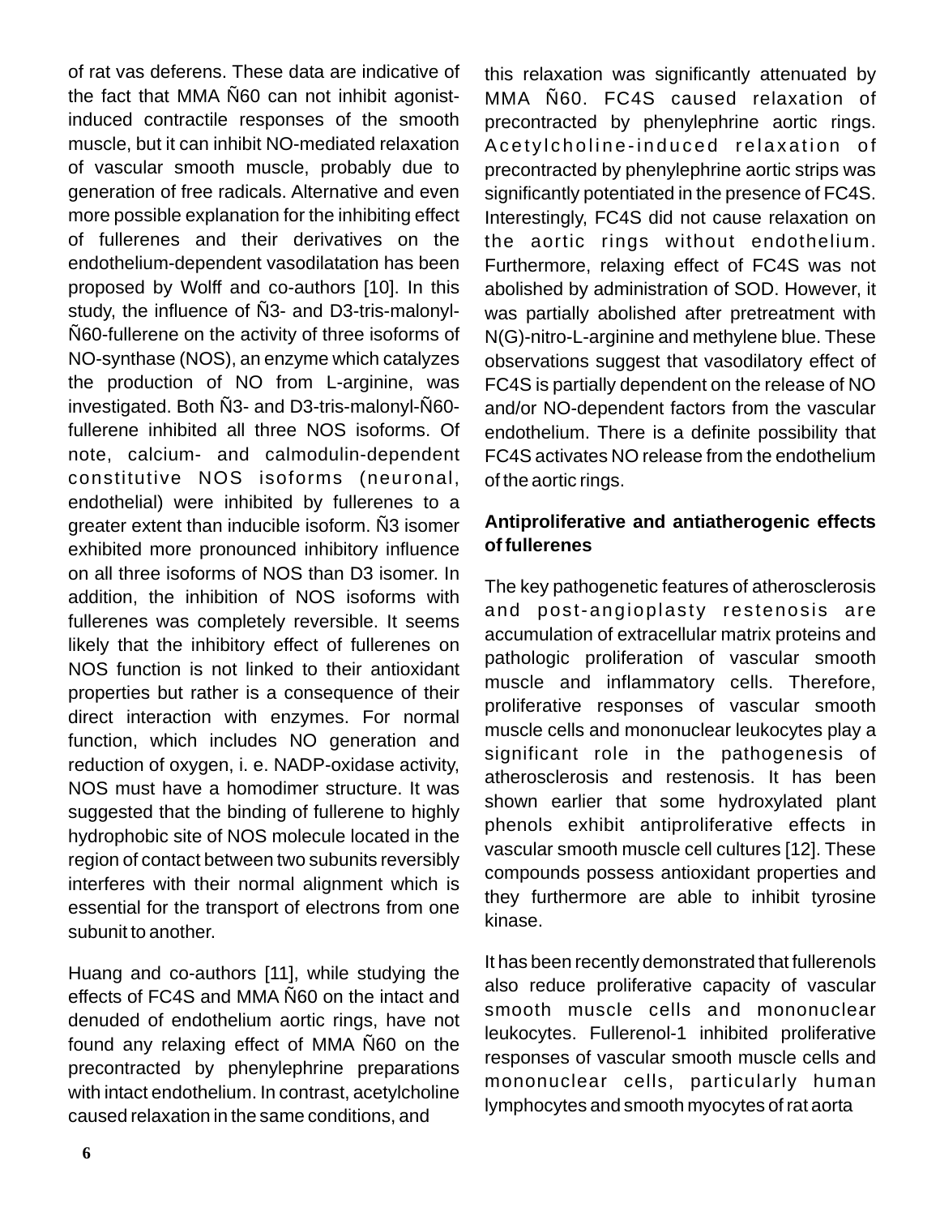of rat vas deferens. These data are indicative of the fact that MMA Ñ60 can not inhibit agonist-induced contractile responses of the smooth muscle, but it can inhibit NO-mediated relaxation of vascular smooth muscle, probably due to generation of free radicals. Alternative and even more possible explanation for the inhibiting effect of fullerenes and their derivatives on the endothelium-dependent vasodilatation has been proposed by Wolff and co-authors [10]. In this study, the influence of Ñ3- and D3-tris-malonyl-Ñ60-fullerene on the activity of three isoforms of NO-synthase (NOS), an enzyme which catalyzes the production of NO from L-arginine, was investigated. Both Ñ3- and D3-tris-malonyl-Ñ60-fullerene inhibited all three NOS isoforms. Of note, calcium- and calmodulin-dependent constitutive NOS isoforms (neuronal, endothelial) were inhibited by fullerenes to a greater extent than inducible isoform. Ñ3 isomer exhibited more pronounced inhibitory influence on all three isoforms of NOS than D3 isomer. In addition, the inhibition of NOS isoforms with fullerenes was completely reversible. It seems likely that the inhibitory effect of fullerenes on NOS function is not linked to their antioxidant properties but rather is a consequence of their direct interaction with enzymes. For normal function, which includes NO generation and reduction of oxygen, i. e. NADP-oxidase activity, NOS must have a homodimer structure. It was suggested that the binding of fullerene to highly hydrophobic site of NOS molecule located in the region of contact between two subunits reversibly interferes with their normal alignment which is essential for the transport of electrons from one subunit to another.

Huang and co-authors [11], while studying the effects of FC4S and MMA Ñ60 on the intact and denuded of endothelium aortic rings, have not found any relaxing effect of MMA Ñ60 on the precontracted by phenylephrine preparations with intact endothelium. In contrast, acetylcholine caused relaxation in the same conditions, and this relaxation was significantly attenuated by MMA Ñ60. FC4S caused relaxation of precontracted by phenylephrine aortic rings. Acetylcholine-induced relaxation of precontracted by phenylephrine aortic strips was significantly potentiated in the presence of FC4S. Interestingly, FC4S did not cause relaxation on the aortic rings without endothelium. Furthermore, relaxing effect of FC4S was not abolished by administration of SOD. However, it was partially abolished after pretreatment with N(G)-nitro-L-arginine and methylene blue. These observations suggest that vasodilatory effect of FC4S is partially dependent on the release of NO and/or NO-dependent factors from the vascular endothelium. There is a definite possibility that FC4S activates NO release from the endothelium of the aortic rings.

## Antiproliferative and antiatherogenic effects of fullerenes

The key pathogenetic features of atherosclerosis and post-angioplasty restenosis are accumulation of extracellular matrix proteins and pathologic proliferation of vascular smooth muscle and inflammatory cells. Therefore, proliferative responses of vascular smooth muscle cells and mononuclear leukocytes play a significant role in the pathogenesis of atherosclerosis and restenosis. It has been shown earlier that some hydroxylated plant phenols exhibit antiproliferative effects in vascular smooth muscle cell cultures [12]. These compounds possess antioxidant properties and they furthermore are able to inhibit tyrosine kinase.

It has been recently demonstrated that fullerenols also reduce proliferative capacity of vascular smooth muscle cells and mononuclear leukocytes. Fullerenol-1 inhibited proliferative responses of vascular smooth muscle cells and mononuclear cells, particularly human lymphocytes and smooth myocytes of rat aorta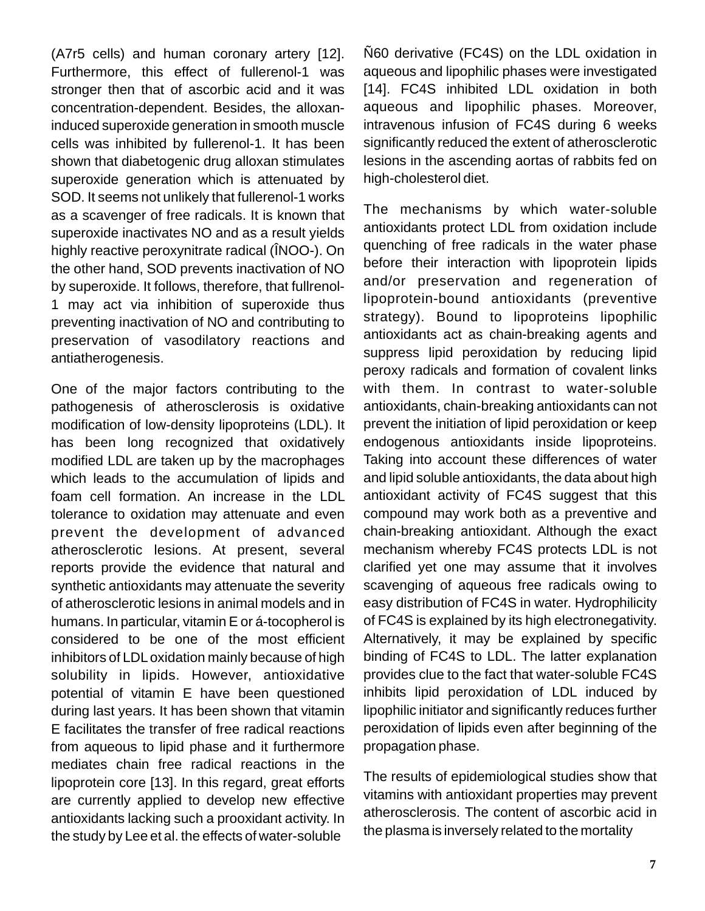(A7r5 cells) and human coronary artery [12]. Furthermore, this effect of fullerenol-1 was stronger then that of ascorbic acid and it was concentration-dependent. Besides, the alloxan-induced superoxide generation in smooth muscle cells was inhibited by fullerenol-1. It has been shown that diabetogenic drug alloxan stimulates superoxide generation which is attenuated by SOD. It seems not unlikely that fullerenol-1 works as a scavenger of free radicals. It is known that superoxide inactivates NO and as a result yields highly reactive peroxynitrate radical (ÎNOO-). On the other hand, SOD prevents inactivation of NO by superoxide. It follows, therefore, that fullrenol-1 may act via inhibition of superoxide thus preventing inactivation of NO and contributing to preservation of vasodilatory reactions and antiatherogenesis.

One of the major factors contributing to the pathogenesis of atherosclerosis is oxidative modification of low-density lipoproteins (LDL). It has been long recognized that oxidatively modified LDL are taken up by the macrophages which leads to the accumulation of lipids and foam cell formation. An increase in the LDL tolerance to oxidation may attenuate and even prevent the development of advanced atherosclerotic lesions. At present, several reports provide the evidence that natural and synthetic antioxidants may attenuate the severity of atherosclerotic lesions in animal models and in humans. In particular, vitamin E or á-tocopherol is considered to be one of the most efficient inhibitors of LDL oxidation mainly because of high solubility in lipids. However, antioxidative potential of vitamin E have been questioned during last years. It has been shown that vitamin E facilitates the transfer of free radical reactions from aqueous to lipid phase and it furthermore mediates chain free radical reactions in the lipoprotein core [13]. In this regard, great efforts are currently applied to develop new effective antioxidants lacking such a prooxidant activity. In the study by Lee et al. the effects of water-soluble Ñ60 derivative (FC4S) on the LDL oxidation in aqueous and lipophilic phases were investigated [14]. FC4S inhibited LDL oxidation in both aqueous and lipophilic phases. Moreover, intravenous infusion of FC4S during 6 weeks significantly reduced the extent of atherosclerotic lesions in the ascending aortas of rabbits fed on high-cholesterol diet.

The mechanisms by which water-soluble antioxidants protect LDL from oxidation include quenching of free radicals in the water phase before their interaction with lipoprotein lipids and/or preservation and regeneration of lipoprotein-bound antioxidants (preventive strategy). Bound to lipoproteins lipophilic antioxidants act as chain-breaking agents and suppress lipid peroxidation by reducing lipid peroxy radicals and formation of covalent links with them. In contrast to water-soluble antioxidants, chain-breaking antioxidants can not prevent the initiation of lipid peroxidation or keep endogenous antioxidants inside lipoproteins. Taking into account these differences of water and lipid soluble antioxidants, the data about high antioxidant activity of FC4S suggest that this compound may work both as a preventive and chain-breaking antioxidant. Although the exact mechanism whereby FC4S protects LDL is not clarified yet one may assume that it involves scavenging of aqueous free radicals owing to easy distribution of FC4S in water. Hydrophilicity of FC4S is explained by its high electronegativity. Alternatively, it may be explained by specific binding of FC4S to LDL. The latter explanation provides clue to the fact that water-soluble FC4S inhibits lipid peroxidation of LDL induced by lipophilic initiator and significantly reduces further peroxidation of lipids even after beginning of the propagation phase.

The results of epidemiological studies show that vitamins with antioxidant properties may prevent atherosclerosis. The content of ascorbic acid in the plasma is inversely related to the mortality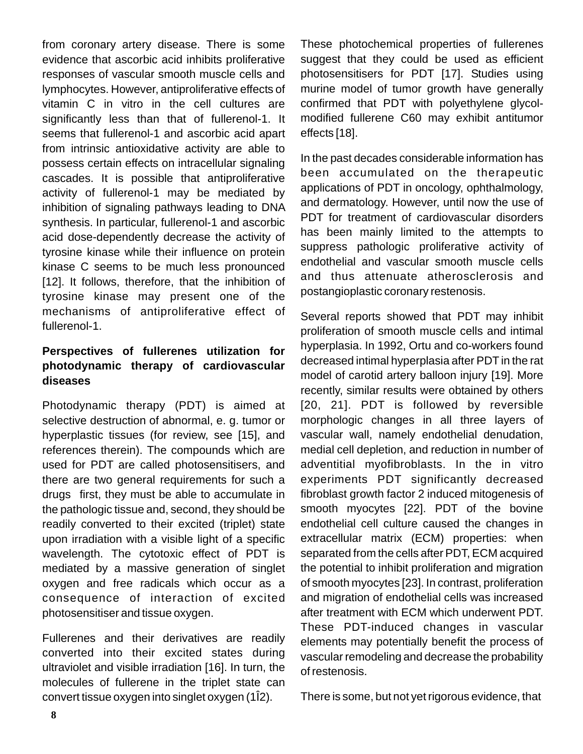from coronary artery disease. There is some evidence that ascorbic acid inhibits proliferative responses of vascular smooth muscle cells and lymphocytes. However, antiproliferative effects of vitamin C in vitro in the cell cultures are significantly less than that of fullerenol-1. It seems that fullerenol-1 and ascorbic acid apart from intrinsic antioxidative activity are able to possess certain effects on intracellular signaling cascades. It is possible that antiproliferative activity of fullerenol-1 may be mediated by inhibition of signaling pathways leading to DNA synthesis. In particular, fullerenol-1 and ascorbic acid dose-dependently decrease the activity of tyrosine kinase while their influence on protein kinase C seems to be much less pronounced [12]. It follows, therefore, that the inhibition of tyrosine kinase may present one of the mechanisms of antiproliferative effect of fullerenol-1.

**Perspectives of fullerenes utilization for photodynamic therapy of cardiovascular diseases**

Photodynamic therapy (PDT) is aimed at selective destruction of abnormal, e. g. tumor or hyperplastic tissues (for review, see [15], and references therein). The compounds which are used for PDT are called photosensitisers, and there are two general requirements for such a drugs first, they must be able to accumulate in the pathologic tissue and, second, they should be readily converted to their excited (triplet) state upon irradiation with a visible light of a specific wavelength. The cytotoxic effect of PDT is mediated by a massive generation of singlet oxygen and free radicals which occur as a consequence of interaction of excited photosensitiser and tissue oxygen.

Fullerenes and their derivatives are readily converted into their excited states during ultraviolet and visible irradiation [16]. In turn, the molecules of fullerene in the triplet state can convert tissue oxygen into singlet oxygen (1Î2). These photochemical properties of fullerenes suggest that they could be used as efficient photosensitisers for PDT [17]. Studies using murine model of tumor growth have generally confirmed that PDT with polyethylene glycol-modified fullerene C60 may exhibit antitumor effects [18].

In the past decades considerable information has been accumulated on the therapeutic applications of PDT in oncology, ophthalmology, and dermatology. However, until now the use of PDT for treatment of cardiovascular disorders has been mainly limited to the attempts to suppress pathologic proliferative activity of endothelial and vascular smooth muscle cells and thus attenuate atherosclerosis and postangioplastic coronary restenosis.

Several reports showed that PDT may inhibit proliferation of smooth muscle cells and intimal hyperplasia. In 1992, Ortu and co-workers found decreased intimal hyperplasia after PDT in the rat model of carotid artery balloon injury [19]. More recently, similar results were obtained by others [20, 21]. PDT is followed by reversible morphologic changes in all three layers of vascular wall, namely endothelial denudation, medial cell depletion, and reduction in number of adventitial myofibroblasts. In the in vitro experiments PDT significantly decreased fibroblast growth factor 2 induced mitogenesis of smooth myocytes [22]. PDT of the bovine endothelial cell culture caused the changes in extracellular matrix (ECM) properties: when separated from the cells after PDT, ECM acquired the potential to inhibit proliferation and migration of smooth myocytes [23]. In contrast, proliferation and migration of endothelial cells was increased after treatment with ECM which underwent PDT. These PDT-induced changes in vascular elements may potentially benefit the process of vascular remodeling and decrease the probability of restenosis.

There is some, but not yet rigorous evidence, that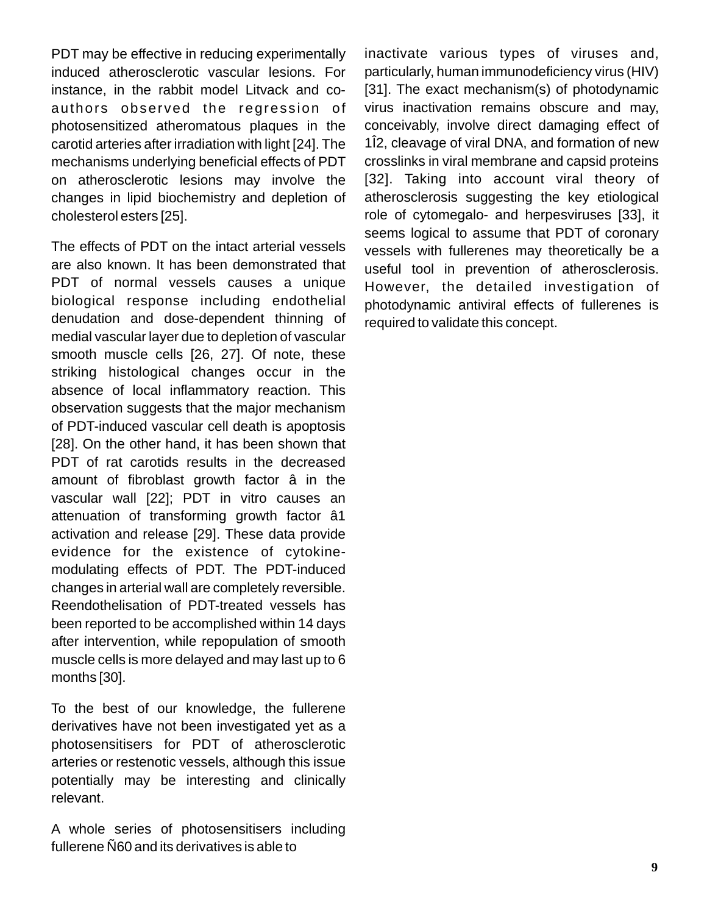PDT may be effective in reducing experimentally induced atherosclerotic vascular lesions. For instance, in the rabbit model Litvack and co-authors observed the regression of photosensitized atheromatous plaques in the carotid arteries after irradiation with light [24]. The mechanisms underlying beneficial effects of PDT on atherosclerotic lesions may involve the changes in lipid biochemistry and depletion of cholesterol esters [25].

The effects of PDT on the intact arterial vessels are also known. It has been demonstrated that PDT of normal vessels causes a unique biological response including endothelial denudation and dose-dependent thinning of medial vascular layer due to depletion of vascular smooth muscle cells [26, 27]. Of note, these striking histological changes occur in the absence of local inflammatory reaction. This observation suggests that the major mechanism of PDT-induced vascular cell death is apoptosis [28]. On the other hand, it has been shown that PDT of rat carotids results in the decreased amount of fibroblast growth factor â in the vascular wall [22]; PDT in vitro causes an attenuation of transforming growth factor â1 activation and release [29]. These data provide evidence for the existence of cytokine-modulating effects of PDT. The PDT-induced changes in arterial wall are completely reversible. Reendothelisation of PDT-treated vessels has been reported to be accomplished within 14 days after intervention, while repopulation of smooth muscle cells is more delayed and may last up to 6 months [30].

To the best of our knowledge, the fullerene derivatives have not been investigated yet as a photosensitisers for PDT of atherosclerotic arteries or restenotic vessels, although this issue potentially may be interesting and clinically relevant.

A whole series of photosensitisers including fullerene Ñ60 and its derivatives is able to inactivate various types of viruses and, particularly, human immunodeficiency virus (HIV) [31]. The exact mechanism(s) of photodynamic virus inactivation remains obscure and may, conceivably, involve direct damaging effect of 1Î2, cleavage of viral DNA, and formation of new crosslinks in viral membrane and capsid proteins [32]. Taking into account viral theory of atherosclerosis suggesting the key etiological role of cytomegalo- and herpesviruses [33], it seems logical to assume that PDT of coronary vessels with fullerenes may theoretically be a useful tool in prevention of atherosclerosis. However, the detailed investigation of photodynamic antiviral effects of fullerenes is required to validate this concept.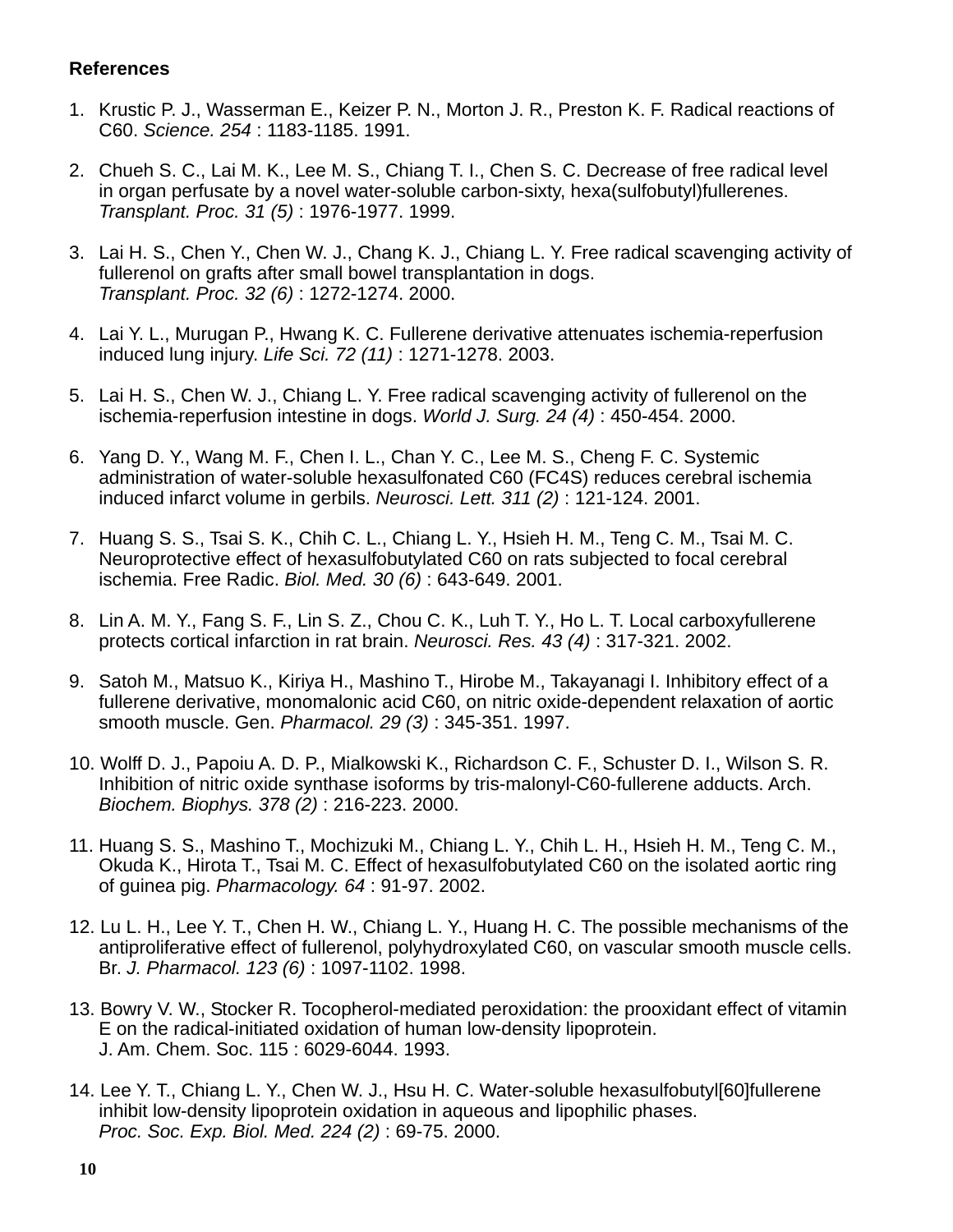**References**

1. Krustic P. J., Wasserman E., Keizer P. N., Morton J. R., Preston K. F. Radical reactions of C60. *Science. 254* : 1183-1185. 1991.

2. Chueh S. C., Lai M. K., Lee M. S., Chiang T. I., Chen S. C. Decrease of free radical level in organ perfusate by a novel water-soluble carbon-sixty, hexa(sulfobutyl)fullerenes. *Transplant. Proc. 31 (5)* : 1976-1977. 1999.

3. Lai H. S., Chen Y., Chen W. J., Chang K. J., Chiang L. Y. Free radical scavenging activity of fullerenol on grafts after small bowel transplantation in dogs. *Transplant. Proc. 32 (6)* : 1272-1274. 2000.

4. Lai Y. L., Murugan P., Hwang K. C. Fullerene derivative attenuates ischemia-reperfusion induced lung injury. *Life Sci. 72 (11)* : 1271-1278. 2003.

5. Lai H. S., Chen W. J., Chiang L. Y. Free radical scavenging activity of fullerenol on the ischemia-reperfusion intestine in dogs. *World J. Surg. 24 (4)* : 450-454. 2000.

6. Yang D. Y., Wang M. F., Chen I. L., Chan Y. C., Lee M. S., Cheng F. C. Systemic administration of water-soluble hexasulfonated C60 (FC4S) reduces cerebral ischemia induced infarct volume in gerbils. *Neurosci. Lett. 311 (2)* : 121-124. 2001.

7. Huang S. S., Tsai S. K., Chih C. L., Chiang L. Y., Hsieh H. M., Teng C. M., Tsai M. C. Neuroprotective effect of hexasulfobutylated C60 on rats subjected to focal cerebral ischemia. Free Radic. *Biol. Med. 30 (6)* : 643-649. 2001.

8. Lin A. M. Y., Fang S. F., Lin S. Z., Chou C. K., Luh T. Y., Ho L. T. Local carboxyfullerene protects cortical infarction in rat brain. *Neurosci. Res. 43 (4)* : 317-321. 2002.

9. Satoh M., Matsuo K., Kiriya H., Mashino T., Hirobe M., Takayanagi I. Inhibitory effect of a fullerene derivative, monomalonic acid C60, on nitric oxide-dependent relaxation of aortic smooth muscle. Gen. *Pharmacol. 29 (3)* : 345-351. 1997.

10. Wolff D. J., Papoiu A. D. P., Mialkowski K., Richardson C. F., Schuster D. I., Wilson S. R. Inhibition of nitric oxide synthase isoforms by tris-malonyl-C60-fullerene adducts. Arch. *Biochem. Biophys. 378 (2)* : 216-223. 2000.

11. Huang S. S., Mashino T., Mochizuki M., Chiang L. Y., Chih L. H., Hsieh H. M., Teng C. M., Okuda K., Hirota T., Tsai M. C. Effect of hexasulfobutylated C60 on the isolated aortic ring of guinea pig. *Pharmacology. 64* : 91-97. 2002.

12. Lu L. H., Lee Y. T., Chen H. W., Chiang L. Y., Huang H. C. The possible mechanisms of the antiproliferative effect of fullerenol, polyhydroxylated C60, on vascular smooth muscle cells. Br. *J. Pharmacol. 123 (6)* : 1097-1102. 1998.

13. Bowry V. W., Stocker R. Tocopherol-mediated peroxidation: the prooxidant effect of vitamin E on the radical-initiated oxidation of human low-density lipoprotein. J. Am. Chem. Soc. 115 : 6029-6044. 1993.

14. Lee Y. T., Chiang L. Y., Chen W. J., Hsu H. C. Water-soluble hexasulfobutyl[60]fullerene inhibit low-density lipoprotein oxidation in aqueous and lipophilic phases. *Proc. Soc. Exp. Biol. Med. 224 (2)* : 69-75. 2000.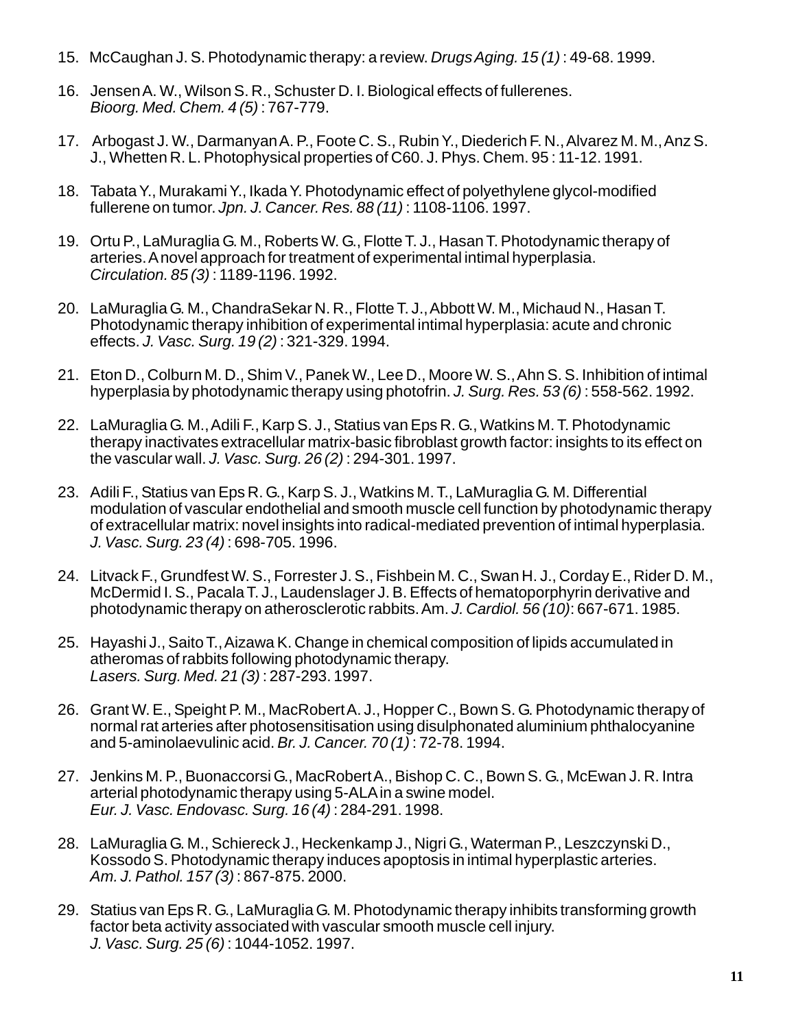15. McCaughan J. S. Photodynamic therapy: a review. *Drugs Aging. 15 (1)* : 49-68. 1999.

16. Jensen A. W., Wilson S. R., Schuster D. I. Biological effects of fullerenes. *Bioorg. Med. Chem. 4 (5)* : 767-779.

17. Arbogast J. W., Darmanyan A. P., Foote C. S., Rubin Y., Diederich F. N., Alvarez M. M., Anz S. J., Whetten R. L. Photophysical properties of C60. J. Phys. Chem. 95 : 11-12. 1991.

18. Tabata Y., Murakami Y., Ikada Y. Photodynamic effect of polyethylene glycol-modified fullerene on tumor. *Jpn. J. Cancer. Res. 88 (11)* : 1108-1106. 1997.

19. Ortu P., LaMuraglia G. M., Roberts W. G., Flotte T. J., Hasan T. Photodynamic therapy of arteries. A novel approach for treatment of experimental intimal hyperplasia. *Circulation. 85 (3)* : 1189-1196. 1992.

20. LaMuraglia G. M., ChandraSekar N. R., Flotte T. J., Abbott W. M., Michaud N., Hasan T. Photodynamic therapy inhibition of experimental intimal hyperplasia: acute and chronic effects. *J. Vasc. Surg. 19 (2)* : 321-329. 1994.

21. Eton D., Colburn M. D., Shim V., Panek W., Lee D., Moore W. S., Ahn S. S. Inhibition of intimal hyperplasia by photodynamic therapy using photofrin. *J. Surg. Res. 53 (6)* : 558-562. 1992.

22. LaMuraglia G. M., Adili F., Karp S. J., Statius van Eps R. G., Watkins M. T. Photodynamic therapy inactivates extracellular matrix-basic fibroblast growth factor: insights to its effect on the vascular wall. *J. Vasc. Surg. 26 (2)* : 294-301. 1997.

23. Adili F., Statius van Eps R. G., Karp S. J., Watkins M. T., LaMuraglia G. M. Differential modulation of vascular endothelial and smooth muscle cell function by photodynamic therapy of extracellular matrix: novel insights into radical-mediated prevention of intimal hyperplasia. *J. Vasc. Surg. 23 (4)* : 698-705. 1996.

24. Litvack F., Grundfest W. S., Forrester J. S., Fishbein M. C., Swan H. J., Corday E., Rider D. M., McDermid I. S., Pacala T. J., Laudenslager J. B. Effects of hematoporphyrin derivative and photodynamic therapy on atherosclerotic rabbits. Am. *J. Cardiol. 56 (10)*: 667-671. 1985.

25. Hayashi J., Saito T., Aizawa K. Change in chemical composition of lipids accumulated in atheromas of rabbits following photodynamic therapy. *Lasers. Surg. Med. 21 (3)* : 287-293. 1997.

26. Grant W. E., Speight P. M., MacRobert A. J., Hopper C., Bown S. G. Photodynamic therapy of normal rat arteries after photosensitisation using disulphonated aluminium phthalocyanine and 5-aminolaevulinic acid. *Br. J. Cancer. 70 (1)* : 72-78. 1994.

27. Jenkins M. P., Buonaccorsi G., MacRobert A., Bishop C. C., Bown S. G., McEwan J. R. Intra arterial photodynamic therapy using 5-ALA in a swine model. *Eur. J. Vasc. Endovasc. Surg. 16 (4)* : 284-291. 1998.

28. LaMuraglia G. M., Schiereck J., Heckenkamp J., Nigri G., Waterman P., Leszczynski D., Kossodo S. Photodynamic therapy induces apoptosis in intimal hyperplastic arteries. *Am. J. Pathol. 157 (3)* : 867-875. 2000.

29. Statius van Eps R. G., LaMuraglia G. M. Photodynamic therapy inhibits transforming growth factor beta activity associated with vascular smooth muscle cell injury. *J. Vasc. Surg. 25 (6)* : 1044-1052. 1997.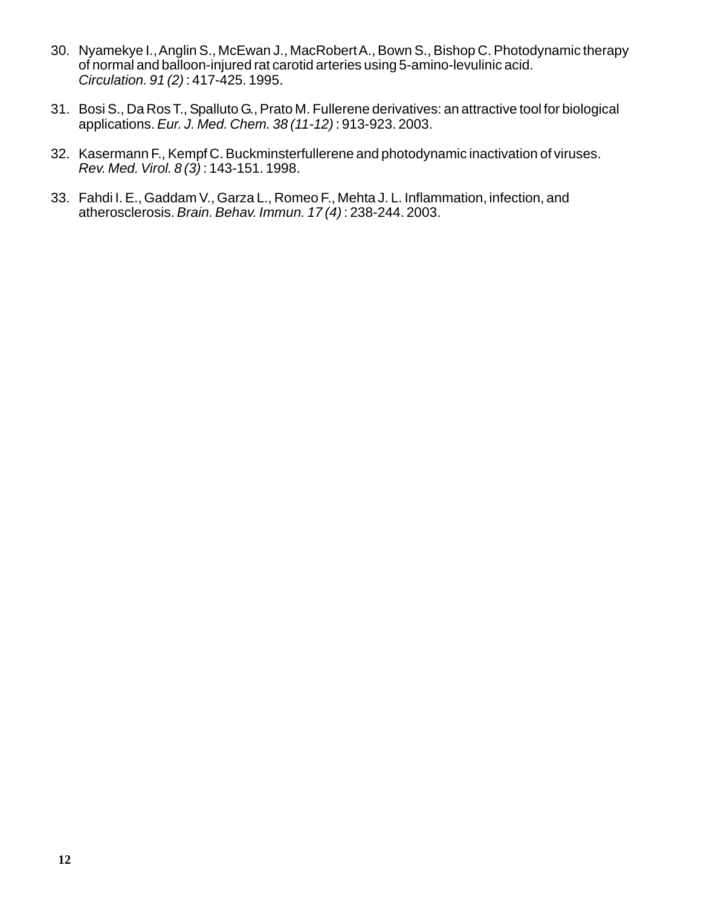30. Nyamekye I., Anglin S., McEwan J., MacRobert A., Bown S., Bishop C. Photodynamic therapy of normal and balloon-injured rat carotid arteries using 5-amino-levulinic acid. *Circulation. 91 (2)* : 417-425. 1995.

31. Bosi S., Da Ros T., Spalluto G., Prato M. Fullerene derivatives: an attractive tool for biological applications. *Eur. J. Med. Chem. 38 (11-12)* : 913-923. 2003.

32. Kasermann F., Kempf C. Buckminsterfullerene and photodynamic inactivation of viruses. *Rev. Med. Virol. 8 (3)* : 143-151. 1998.

33. Fahdi I. E., Gaddam V., Garza L., Romeo F., Mehta J. L. Inflammation, infection, and atherosclerosis. *Brain. Behav. Immun. 17 (4)* : 238-244. 2003.